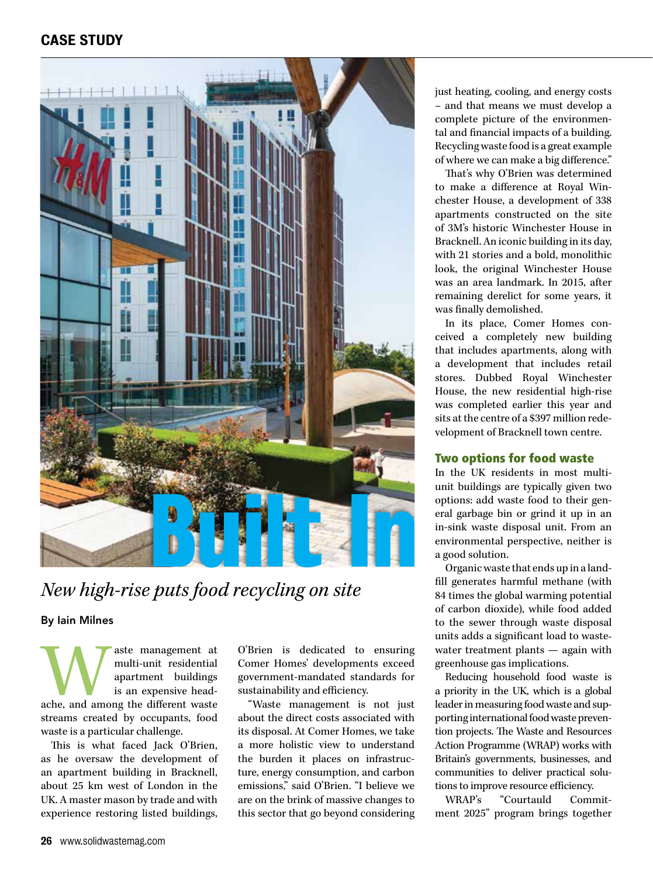CASE STUDY

# Built In

*New high-rise puts food recycling on site*

By Iain Milnes

Waste management at multi-unit residential apartment buildings is an expensive headache, and among the different waste streams created by occupants, food waste is a particular challenge.

This is what faced Jack O'Brien, as he oversaw the development of an apartment building in Bracknell, about 25 km west of London in the UK. A master mason by trade and with experience restoring listed buildings, O'Brien is dedicated to ensuring Comer Homes' developments exceed government-mandated standards for sustainability and efficiency.

"Waste management is not just about the direct costs associated with its disposal. At Comer Homes, we take a more holistic view to understand the burden it places on infrastructure, energy consumption, and carbon emissions," said O'Brien. "I believe we are on the brink of massive changes to this sector that go beyond considering just heating, cooling, and energy costs – and that means we must develop a complete picture of the environmental and financial impacts of a building. Recycling waste food is a great example of where we can make a big difference."

That's why O'Brien was determined to make a difference at Royal Winchester House, a development of 338 apartments constructed on the site of 3M's historic Winchester House in Bracknell. An iconic building in its day, with 21 stories and a bold, monolithic look, the original Winchester House was an area landmark. In 2015, after remaining derelict for some years, it was finally demolished.

In its place, Comer Homes conceived a completely new building that includes apartments, along with a development that includes retail stores. Dubbed Royal Winchester House, the new residential high-rise was completed earlier this year and sits at the centre of a $397 million redevelopment of Bracknell town centre.

## Two options for food waste

In the UK residents in most multi-unit buildings are typically given two options: add waste food to their general garbage bin or grind it up in an in-sink waste disposal unit. From an environmental perspective, neither is a good solution.

Organic waste that ends up in a landfill generates harmful methane (with 84 times the global warming potential of carbon dioxide), while food added to the sewer through waste disposal units adds a significant load to wastewater treatment plants — again with greenhouse gas implications.

Reducing household food waste is a priority in the UK, which is a global leader in measuring food waste and supporting international food waste prevention projects. The Waste and Resources Action Programme (WRAP) works with Britain's governments, businesses, and communities to deliver practical solutions to improve resource efficiency.

WRAP's "Courtauld Commitment 2025" program brings together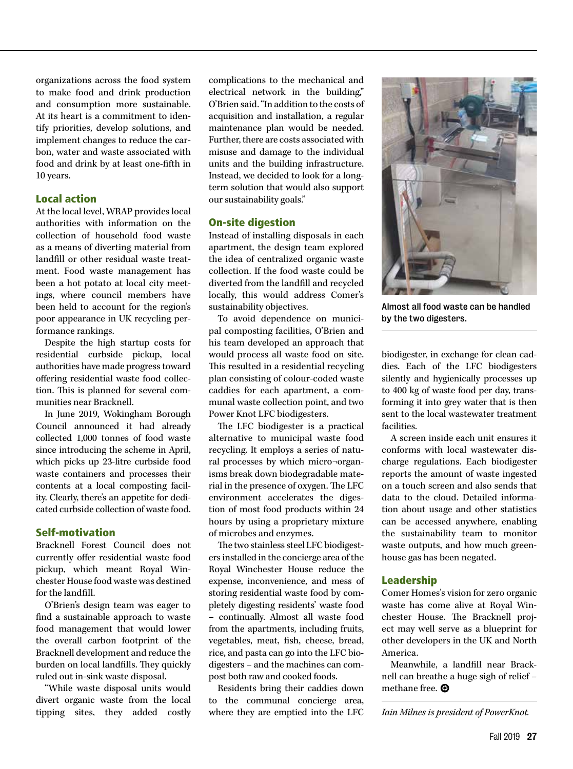organizations across the food system to make food and drink production and consumption more sustainable. At its heart is a commitment to identify priorities, develop solutions, and implement changes to reduce the carbon, water and waste associated with food and drink by at least one-fifth in 10 years.

## Local action

At the local level, WRAP provides local authorities with information on the collection of household food waste as a means of diverting material from landfill or other residual waste treatment. Food waste management has been a hot potato at local city meetings, where council members have been held to account for the region's poor appearance in UK recycling performance rankings.

Despite the high startup costs for residential curbside pickup, local authorities have made progress toward offering residential waste food collection. This is planned for several communities near Bracknell.

In June 2019, Wokingham Borough Council announced it had already collected 1,000 tonnes of food waste since introducing the scheme in April, which picks up 23-litre curbside food waste containers and processes their contents at a local composting facility. Clearly, there's an appetite for dedicated curbside collection of waste food.

## Self-motivation

Bracknell Forest Council does not currently offer residential waste food pickup, which meant Royal Winchester House food waste was destined for the landfill.

O'Brien's design team was eager to find a sustainable approach to waste food management that would lower the overall carbon footprint of the Bracknell development and reduce the burden on local landfills. They quickly ruled out in-sink waste disposal.

"While waste disposal units would divert organic waste from the local tipping sites, they added costly complications to the mechanical and electrical network in the building," O'Brien said. "In addition to the costs of acquisition and installation, a regular maintenance plan would be needed. Further, there are costs associated with misuse and damage to the individual units and the building infrastructure. Instead, we decided to look for a long-term solution that would also support our sustainability goals."

## On-site digestion

Instead of installing disposals in each apartment, the design team explored the idea of centralized organic waste collection. If the food waste could be diverted from the landfill and recycled locally, this would address Comer's sustainability objectives.

To avoid dependence on municipal composting facilities, O'Brien and his team developed an approach that would process all waste food on site. This resulted in a residential recycling plan consisting of colour-coded waste caddies for each apartment, a communal waste collection point, and two Power Knot LFC biodigesters.

The LFC biodigester is a practical alternative to municipal waste food recycling. It employs a series of natural processes by which micro¬organisms break down biodegradable material in the presence of oxygen. The LFC environment accelerates the digestion of most food products within 24 hours by using a proprietary mixture of microbes and enzymes.

The two stainless steel LFC biodigesters installed in the concierge area of the Royal Winchester House reduce the expense, inconvenience, and mess of storing residential waste food by completely digesting residents' waste food – continually. Almost all waste food from the apartments, including fruits, vegetables, meat, fish, cheese, bread, rice, and pasta can go into the LFC biodigesters – and the machines can compost both raw and cooked foods.

Residents bring their caddies down to the communal concierge area, where they are emptied into the LFC biodigester, in exchange for clean caddies. Each of the LFC biodigesters silently and hygienically processes up to 400 kg of waste food per day, transforming it into grey water that is then sent to the local wastewater treatment facilities.

Almost all food waste can be handled by the two digesters.

A screen inside each unit ensures it conforms with local wastewater discharge regulations. Each biodigester reports the amount of waste ingested on a touch screen and also sends that data to the cloud. Detailed information about usage and other statistics can be accessed anywhere, enabling the sustainability team to monitor waste outputs, and how much greenhouse gas has been negated.

## Leadership

Comer Homes's vision for zero organic waste has come alive at Royal Winchester House. The Bracknell project may well serve as a blueprint for other developers in the UK and North America.

Meanwhile, a landfill near Bracknell can breathe a huge sigh of relief – methane free.

*Iain Milnes is president of PowerKnot.*